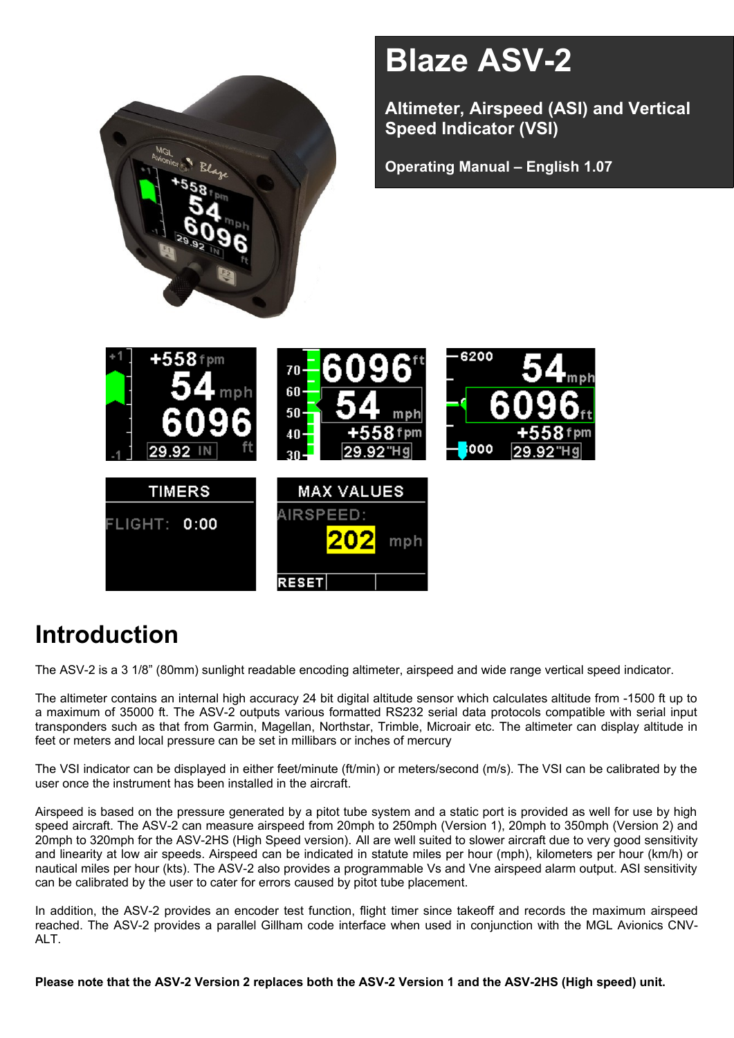# Blaze ASV-2

**Altimeter, Airspeed (ASI) and Vertical Speed Indicator (VSI)**

**Operating Manual – English 1.07**

# Introduction

The ASV-2 is a 3 1/8" (80mm) sunlight readable encoding altimeter, airspeed and wide range vertical speed indicator.

The altimeter contains an internal high accuracy 24 bit digital altitude sensor which calculates altitude from -1500 ft up to a maximum of 35000 ft. The ASV-2 outputs various formatted RS232 serial data protocols compatible with serial input transponders such as that from Garmin, Magellan, Northstar, Trimble, Microair etc. The altimeter can display altitude in feet or meters and local pressure can be set in millibars or inches of mercury

The VSI indicator can be displayed in either feet/minute (ft/min) or meters/second (m/s). The VSI can be calibrated by the user once the instrument has been installed in the aircraft.

Airspeed is based on the pressure generated by a pitot tube system and a static port is provided as well for use by high speed aircraft. The ASV-2 can measure airspeed from 20mph to 250mph (Version 1), 20mph to 350mph (Version 2) and 20mph to 320mph for the ASV-2HS (High Speed version). All are well suited to slower aircraft due to very good sensitivity and linearity at low air speeds. Airspeed can be indicated in statute miles per hour (mph), kilometers per hour (km/h) or nautical miles per hour (kts). The ASV-2 also provides a programmable Vs and Vne airspeed alarm output. ASI sensitivity can be calibrated by the user to cater for errors caused by pitot tube placement.

In addition, the ASV-2 provides an encoder test function, flight timer since takeoff and records the maximum airspeed reached. The ASV-2 provides a parallel Gillham code interface when used in conjunction with the MGL Avionics CNV-ALT.

**Please note that the ASV-2 Version 2 replaces both the ASV-2 Version 1 and the ASV-2HS (High speed) unit.**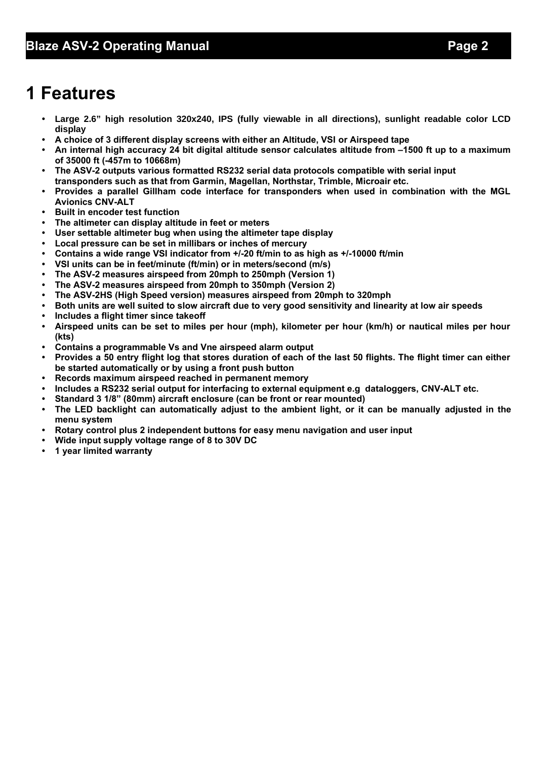# 1 Features

- **Large 2.6" high resolution 320x240, IPS (fully viewable in all directions), sunlight readable color LCD display**
- **A choice of 3 different display screens with either an Altitude, VSI or Airspeed tape**
- **An internal high accuracy 24 bit digital altitude sensor calculates altitude from –1500 ft up to a maximum of 35000 ft (-457m to 10668m)**
- **The ASV-2 outputs various formatted RS232 serial data protocols compatible with serial input transponders such as that from Garmin, Magellan, Northstar, Trimble, Microair etc.**
- **Provides a parallel Gillham code interface for transponders when used in combination with the MGL Avionics CNV-ALT**
- **Built in encoder test function**
- **The altimeter can display altitude in feet or meters**
- **User settable altimeter bug when using the altimeter tape display**
- **Local pressure can be set in millibars or inches of mercury**
- **Contains a wide range VSI indicator from +/-20 ft/min to as high as +/-10000 ft/min**
- **VSI units can be in feet/minute (ft/min) or in meters/second (m/s)**
- **The ASV-2 measures airspeed from 20mph to 250mph (Version 1)**
- **The ASV-2 measures airspeed from 20mph to 350mph (Version 2)**
- **The ASV-2HS (High Speed version) measures airspeed from 20mph to 320mph**
- **Both units are well suited to slow aircraft due to very good sensitivity and linearity at low air speeds**
- **Includes a flight timer since takeoff**
- **Airspeed units can be set to miles per hour (mph), kilometer per hour (km/h) or nautical miles per hour (kts)**
- **Contains a programmable Vs and Vne airspeed alarm output**
- **Provides a 50 entry flight log that stores duration of each of the last 50 flights. The flight timer can either be started automatically or by using a front push button**
- **Records maximum airspeed reached in permanent memory**
- **Includes a RS232 serial output for interfacing to external equipment e.g dataloggers, CNV-ALT etc.**
- **Standard 3 1/8" (80mm) aircraft enclosure (can be front or rear mounted)**
- **The LED backlight can automatically adjust to the ambient light, or it can be manually adjusted in the menu system**
- **Rotary control plus 2 independent buttons for easy menu navigation and user input**
- **Wide input supply voltage range of 8 to 30V DC**
- **1 year limited warranty**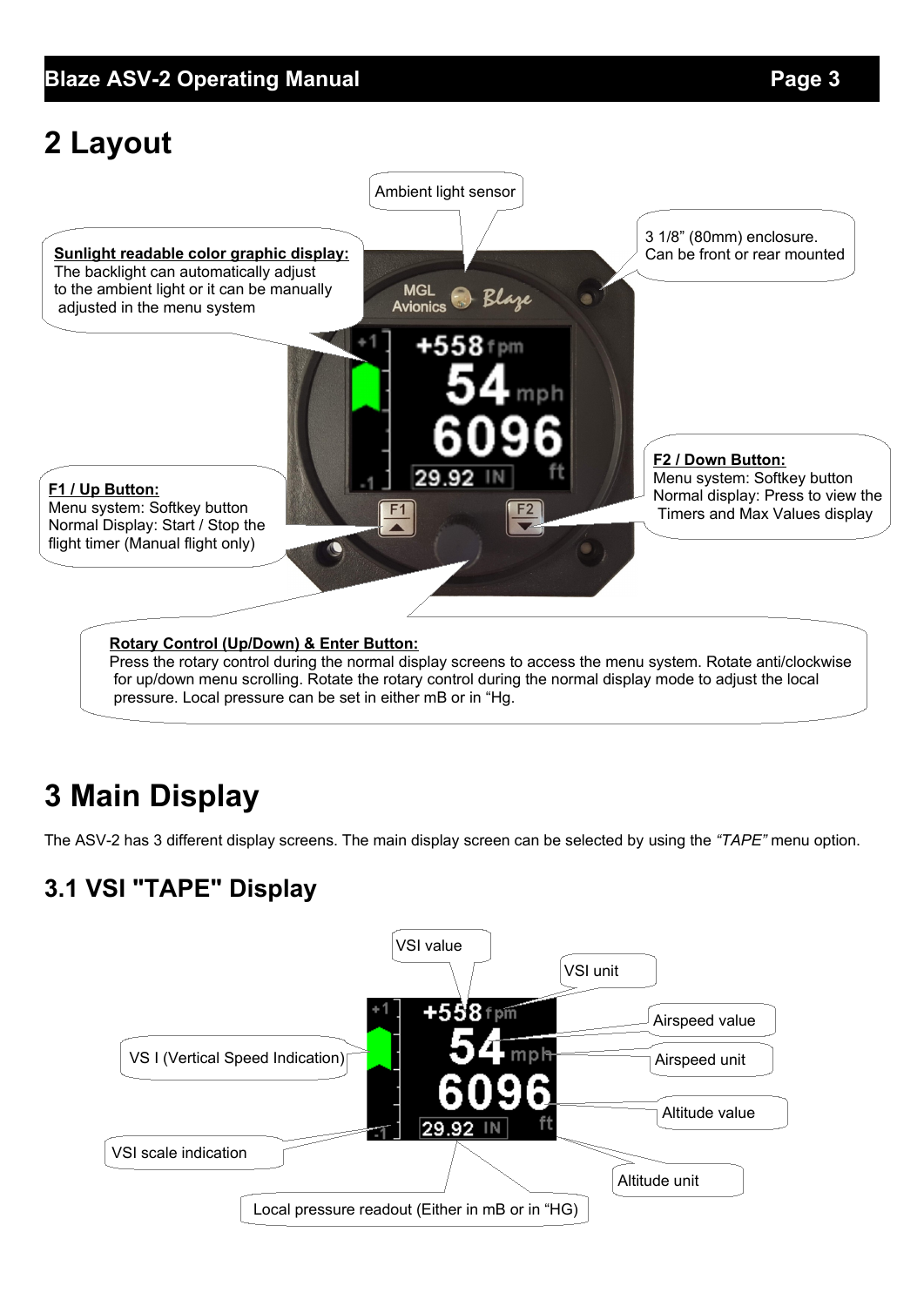# 2 Layout

Ambient light sensor

3 1/8" (80mm) enclosure. Can be front or rear mounted

**Sunlight readable color graphic display:** The backlight can automatically adjust to the ambient light or it can be manually adjusted in the menu system

**F1 / Up Button:** Menu system: Softkey button Normal Display: Start / Stop the flight timer (Manual flight only)

**F2 / Down Button:** Menu system: Softkey button Normal display: Press to view the Timers and Max Values display

**Rotary Control (Up/Down) & Enter Button:** Press the rotary control during the normal display screens to access the menu system. Rotate anti/clockwise for up/down menu scrolling. Rotate the rotary control during the normal display mode to adjust the local pressure. Local pressure can be set in either mB or in "Hg.

# 3 Main Display

The ASV-2 has 3 different display screens. The main display screen can be selected by using the *"TAPE"* menu option.

## 3.1 VSI "TAPE" Display

VSI value

VSI unit

Airspeed value

Airspeed unit

Altitude value

Altitude unit

VS I (Vertical Speed Indication)

VSI scale indication

Local pressure readout (Either in mB or in "HG)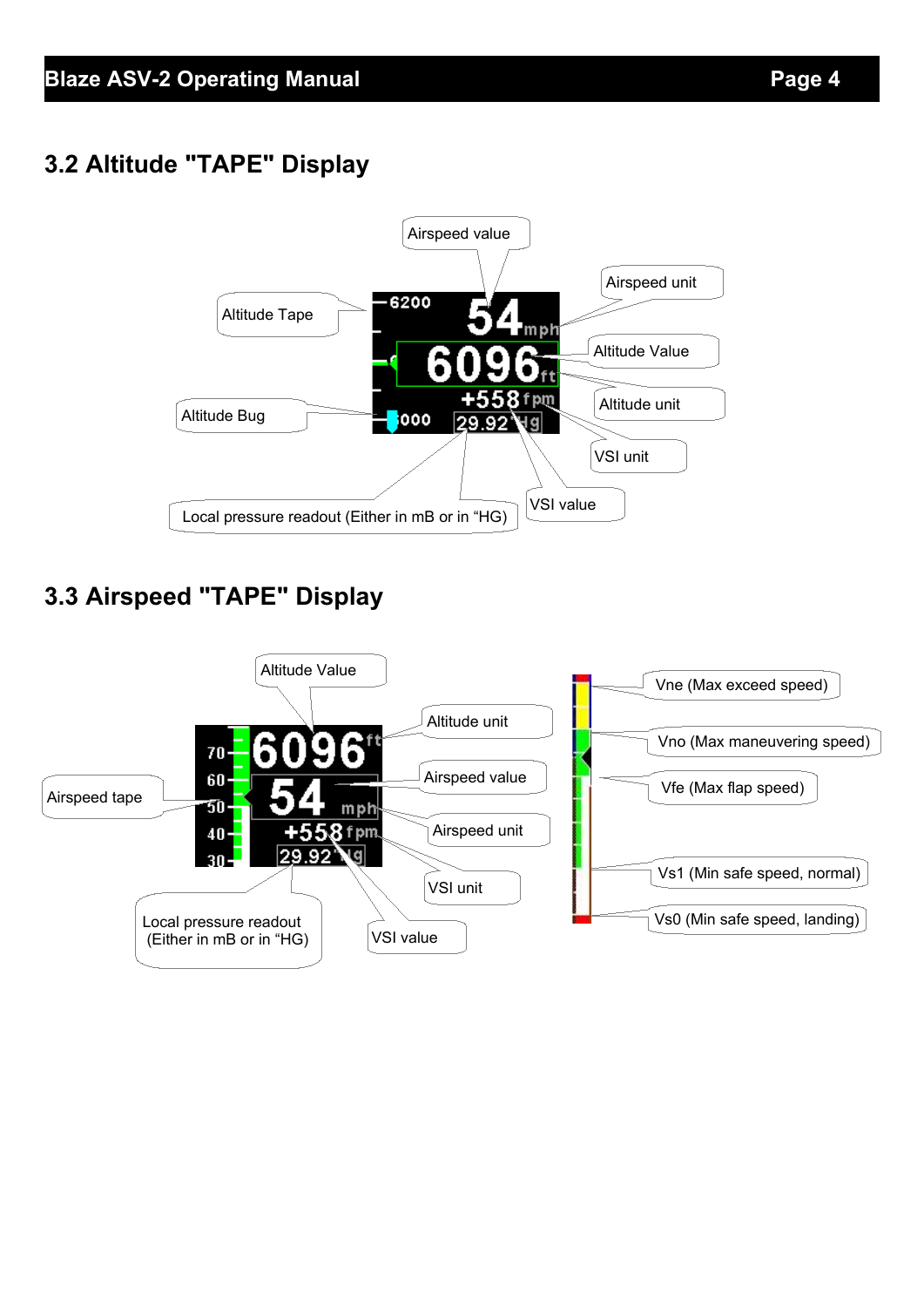## 3.2 Altitude "TAPE" Display

Airspeed value

Airspeed unit

Altitude Tape

Altitude Value

Altitude unit

Altitude Bug

VSI unit

VSI value

Local pressure readout (Either in mB or in "HG)

## 3.3 Airspeed "TAPE" Display

Altitude Value

Altitude unit

Airspeed value

Airspeed tape

Airspeed unit

VSI unit

Local pressure readout (Either in mB or in "HG)

VSI value

Vne (Max exceed speed)

Vno (Max maneuvering speed)

Vfe (Max flap speed)

Vs1 (Min safe speed, normal)

Vs0 (Min safe speed, landing)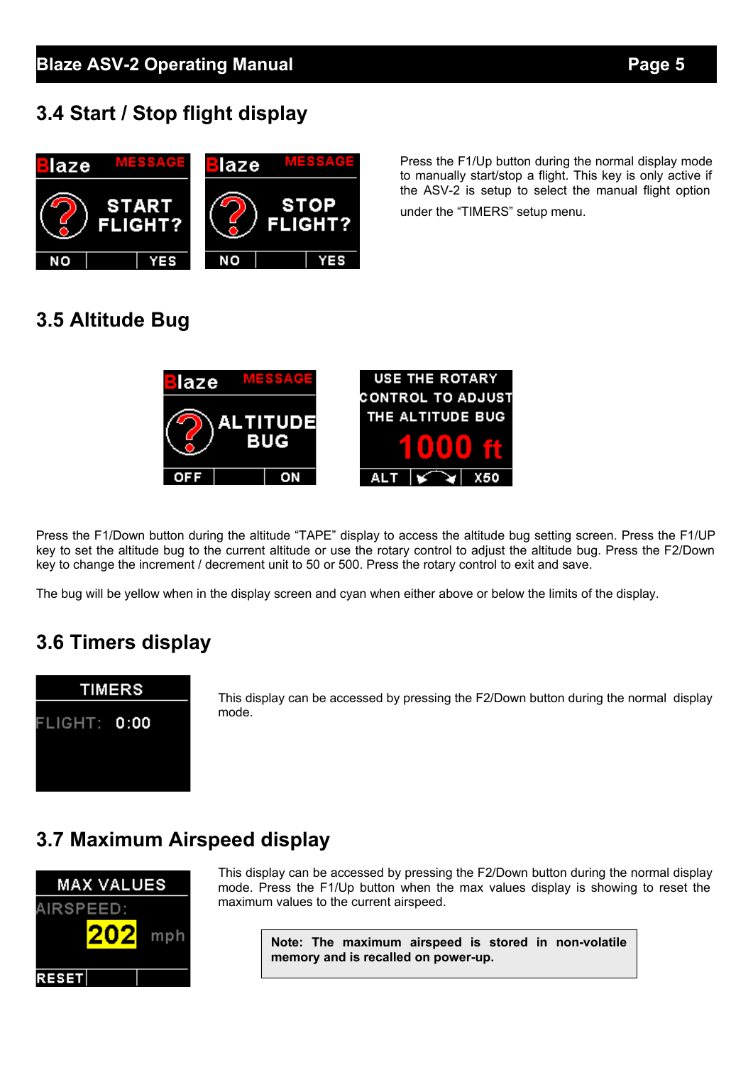## 3.4 Start / Stop flight display

Press the F1/Up button during the normal display mode to manually start/stop a flight. This key is only active if the ASV-2 is setup to select the manual flight option under the “TIMERS” setup menu.

## 3.5 Altitude Bug

Press the F1/Down button during the altitude “TAPE” display to access the altitude bug setting screen. Press the F1/UP key to set the altitude bug to the current altitude or use the rotary control to adjust the altitude bug. Press the F2/Down key to change the increment / decrement unit to 50 or 500. Press the rotary control to exit and save.

The bug will be yellow when in the display screen and cyan when either above or below the limits of the display.

## 3.6 Timers display

This display can be accessed by pressing the F2/Down button during the normal display mode.

## 3.7 Maximum Airspeed display

This display can be accessed by pressing the F2/Down button during the normal display mode. Press the F1/Up button when the max values display is showing to reset the maximum values to the current airspeed.

**Note: The maximum airspeed is stored in non-volatile memory and is recalled on power-up.**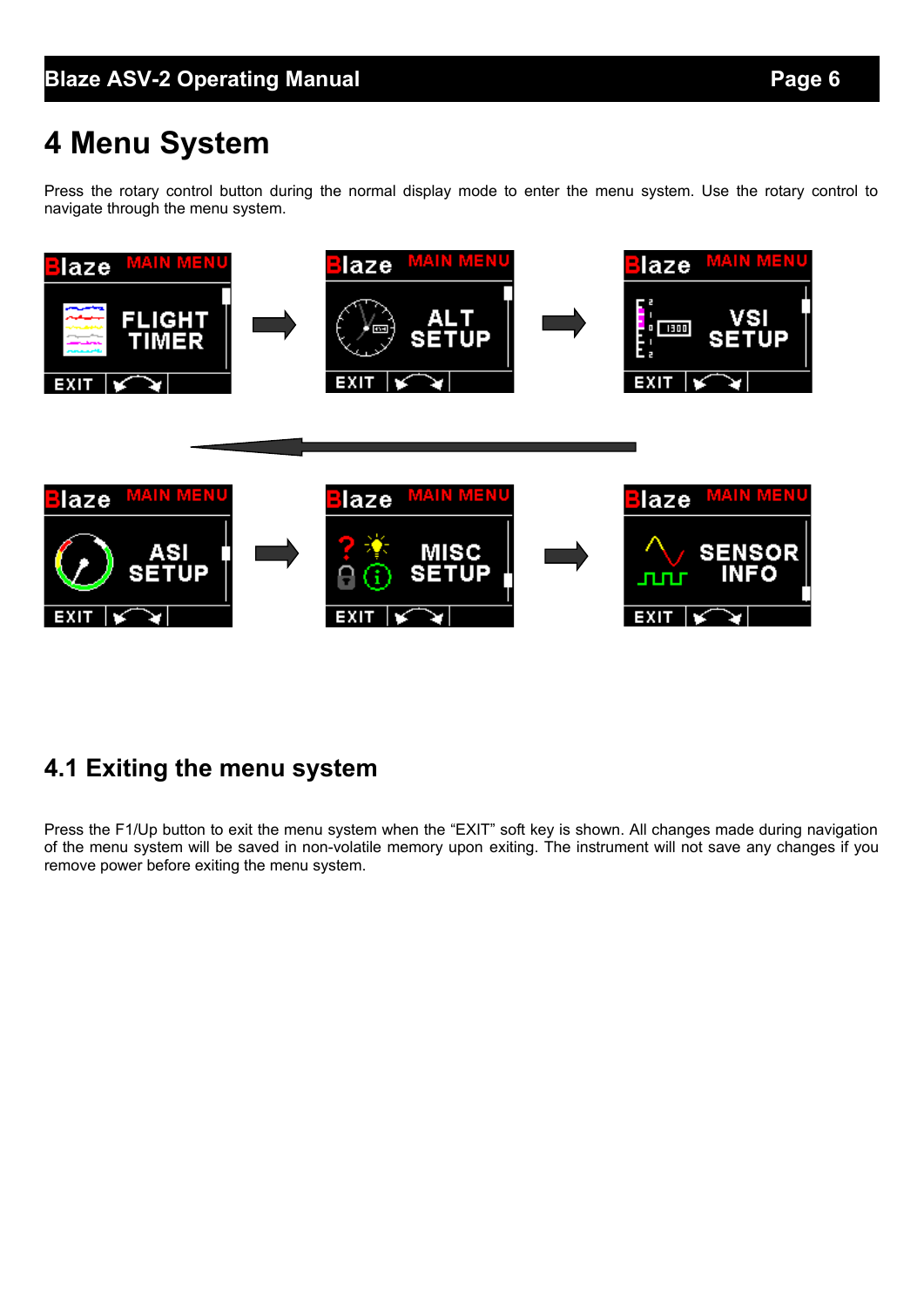# 4 Menu System

Press the rotary control button during the normal display mode to enter the menu system. Use the rotary control to navigate through the menu system.

## 4.1 Exiting the menu system

Press the F1/Up button to exit the menu system when the “EXIT” soft key is shown. All changes made during navigation of the menu system will be saved in non-volatile memory upon exiting. The instrument will not save any changes if you remove power before exiting the menu system.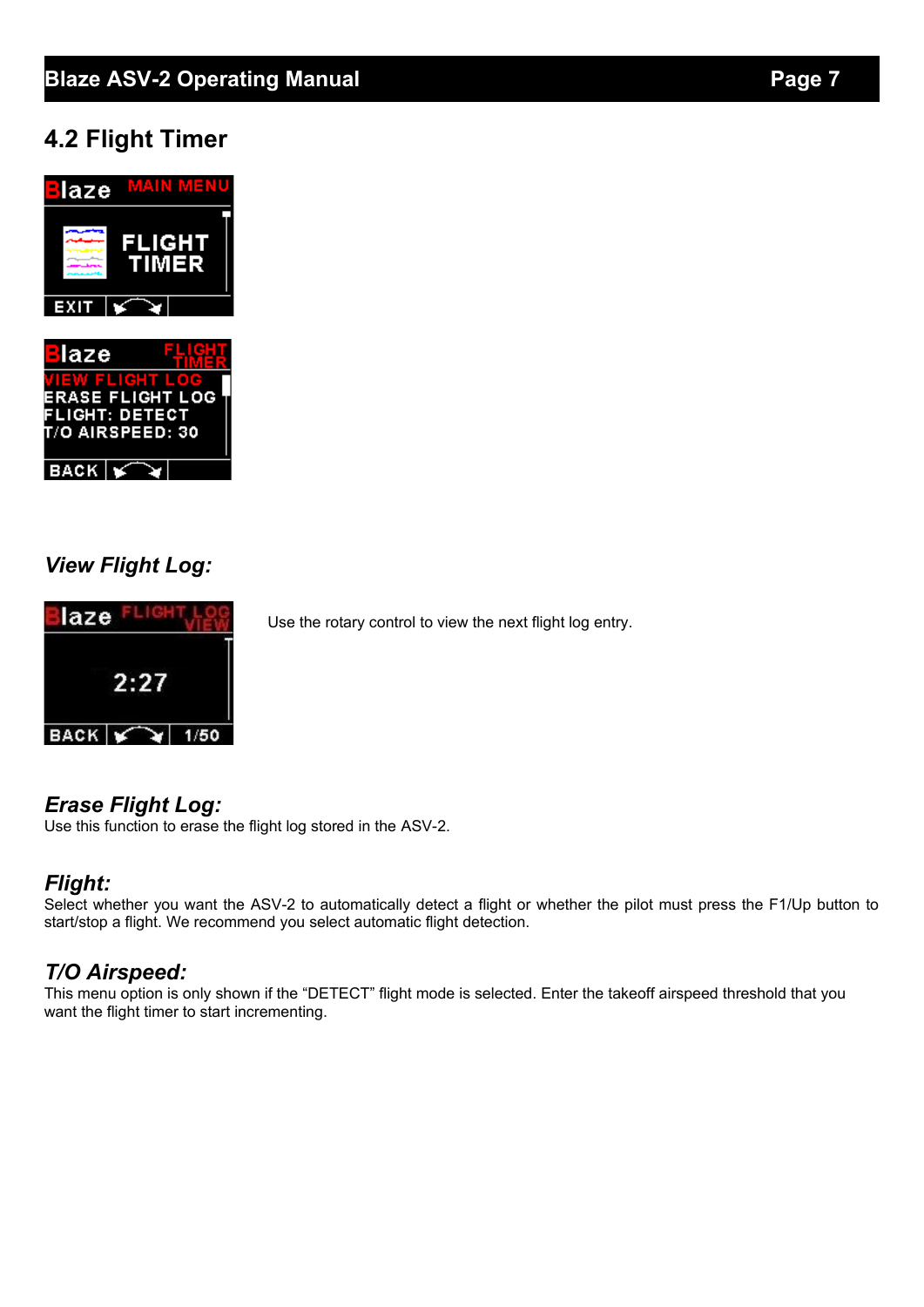## 4.2 Flight Timer

### *View Flight Log:*

Use the rotary control to view the next flight log entry.

### *Erase Flight Log:*

Use this function to erase the flight log stored in the ASV-2.

### *Flight:*

Select whether you want the ASV-2 to automatically detect a flight or whether the pilot must press the F1/Up button to start/stop a flight. We recommend you select automatic flight detection.

### *T/O Airspeed:*

This menu option is only shown if the "DETECT" flight mode is selected. Enter the takeoff airspeed threshold that you want the flight timer to start incrementing.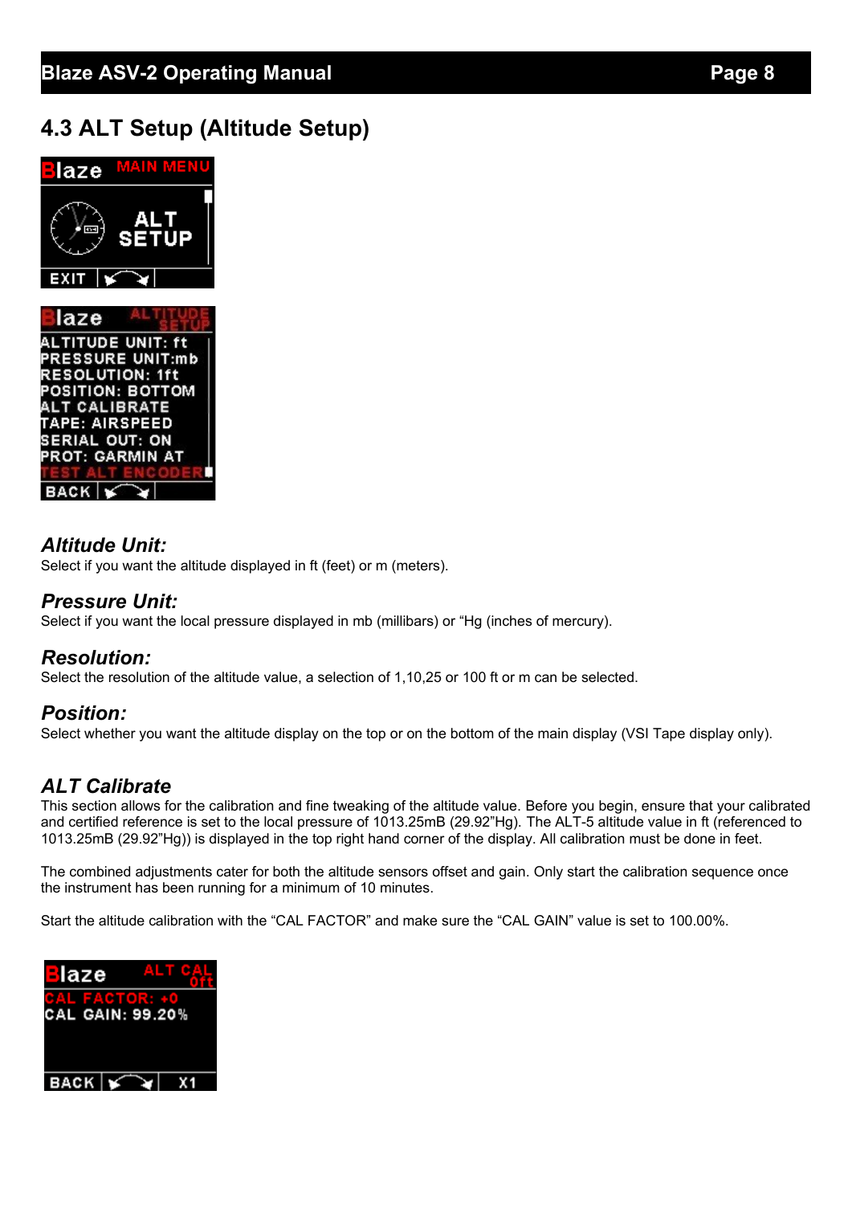## 4.3 ALT Setup (Altitude Setup)

### *Altitude Unit:*
Select if you want the altitude displayed in ft (feet) or m (meters).

### *Pressure Unit:*
Select if you want the local pressure displayed in mb (millibars) or "Hg (inches of mercury).

### *Resolution:*
Select the resolution of the altitude value, a selection of 1,10,25 or 100 ft or m can be selected.

### *Position:*
Select whether you want the altitude display on the top or on the bottom of the main display (VSI Tape display only).

### *ALT Calibrate*
This section allows for the calibration and fine tweaking of the altitude value. Before you begin, ensure that your calibrated and certified reference is set to the local pressure of 1013.25mB (29.92"Hg). The ALT-5 altitude value in ft (referenced to 1013.25mB (29.92"Hg)) is displayed in the top right hand corner of the display. All calibration must be done in feet.

The combined adjustments cater for both the altitude sensors offset and gain. Only start the calibration sequence once the instrument has been running for a minimum of 10 minutes.

Start the altitude calibration with the "CAL FACTOR" and make sure the "CAL GAIN" value is set to 100.00%.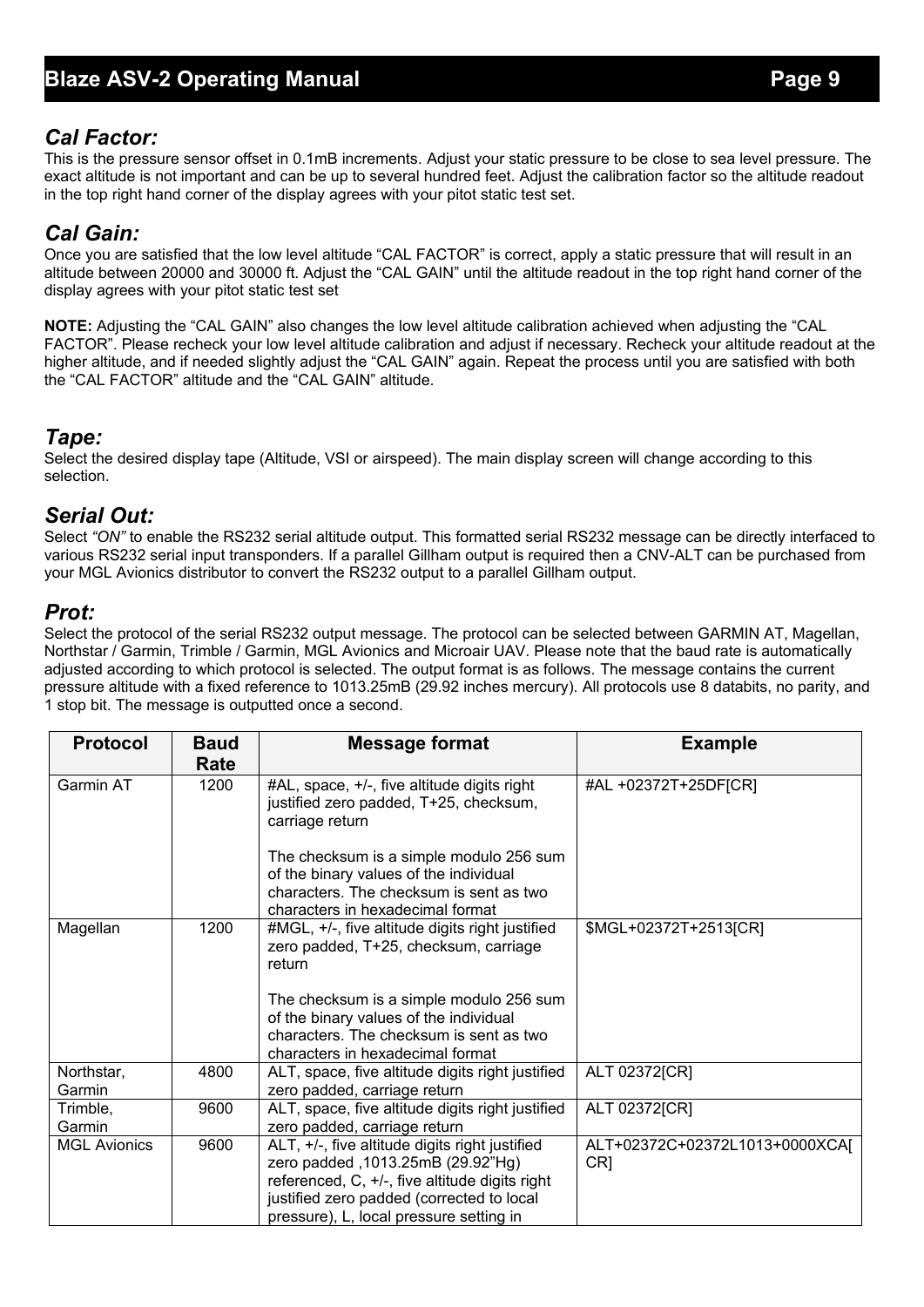## Cal Factor:

This is the pressure sensor offset in 0.1mB increments. Adjust your static pressure to be close to sea level pressure. The exact altitude is not important and can be up to several hundred feet. Adjust the calibration factor so the altitude readout in the top right hand corner of the display agrees with your pitot static test set.

## Cal Gain:

Once you are satisfied that the low level altitude "CAL FACTOR" is correct, apply a static pressure that will result in an altitude between 20000 and 30000 ft. Adjust the "CAL GAIN" until the altitude readout in the top right hand corner of the display agrees with your pitot static test set

**NOTE:** Adjusting the "CAL GAIN" also changes the low level altitude calibration achieved when adjusting the "CAL FACTOR". Please recheck your low level altitude calibration and adjust if necessary. Recheck your altitude readout at the higher altitude, and if needed slightly adjust the "CAL GAIN" again. Repeat the process until you are satisfied with both the "CAL FACTOR" altitude and the "CAL GAIN" altitude.

## Tape:

Select the desired display tape (Altitude, VSI or airspeed). The main display screen will change according to this selection.

## Serial Out:

Select *"ON"* to enable the RS232 serial altitude output. This formatted serial RS232 message can be directly interfaced to various RS232 serial input transponders. If a parallel Gillham output is required then a CNV-ALT can be purchased from your MGL Avionics distributor to convert the RS232 output to a parallel Gillham output.

## Prot:

Select the protocol of the serial RS232 output message. The protocol can be selected between GARMIN AT, Magellan, Northstar / Garmin, Trimble / Garmin, MGL Avionics and Microair UAV. Please note that the baud rate is automatically adjusted according to which protocol is selected. The output format is as follows. The message contains the current pressure altitude with a fixed reference to 1013.25mB (29.92 inches mercury). All protocols use 8 databits, no parity, and 1 stop bit. The message is outputted once a second.

| Protocol | Baud Rate | Message format | Example |
|---|---|---|---|
| Garmin AT | 1200 | #AL, space, +/-, five altitude digits right justified zero padded, T+25, checksum, carriage return<br><br>The checksum is a simple modulo 256 sum of the binary values of the individual characters. The checksum is sent as two characters in hexadecimal format | #AL +02372T+25DF[CR] |
| Magellan | 1200 | #MGL, +/-, five altitude digits right justified zero padded, T+25, checksum, carriage return<br><br>The checksum is a simple modulo 256 sum of the binary values of the individual characters. The checksum is sent as two characters in hexadecimal format | $MGL+02372T+2513[CR] |
| Northstar, Garmin | 4800 | ALT, space, five altitude digits right justified zero padded, carriage return | ALT 02372[CR] |
| Trimble, Garmin | 9600 | ALT, space, five altitude digits right justified zero padded, carriage return | ALT 02372[CR] |
| MGL Avionics | 9600 | ALT, +/-, five altitude digits right justified zero padded ,1013.25mB (29.92"Hg) referenced, C, +/-, five altitude digits right justified zero padded (corrected to local pressure), L, local pressure setting in | ALT+02372C+02372L1013+0000XCA[CR] |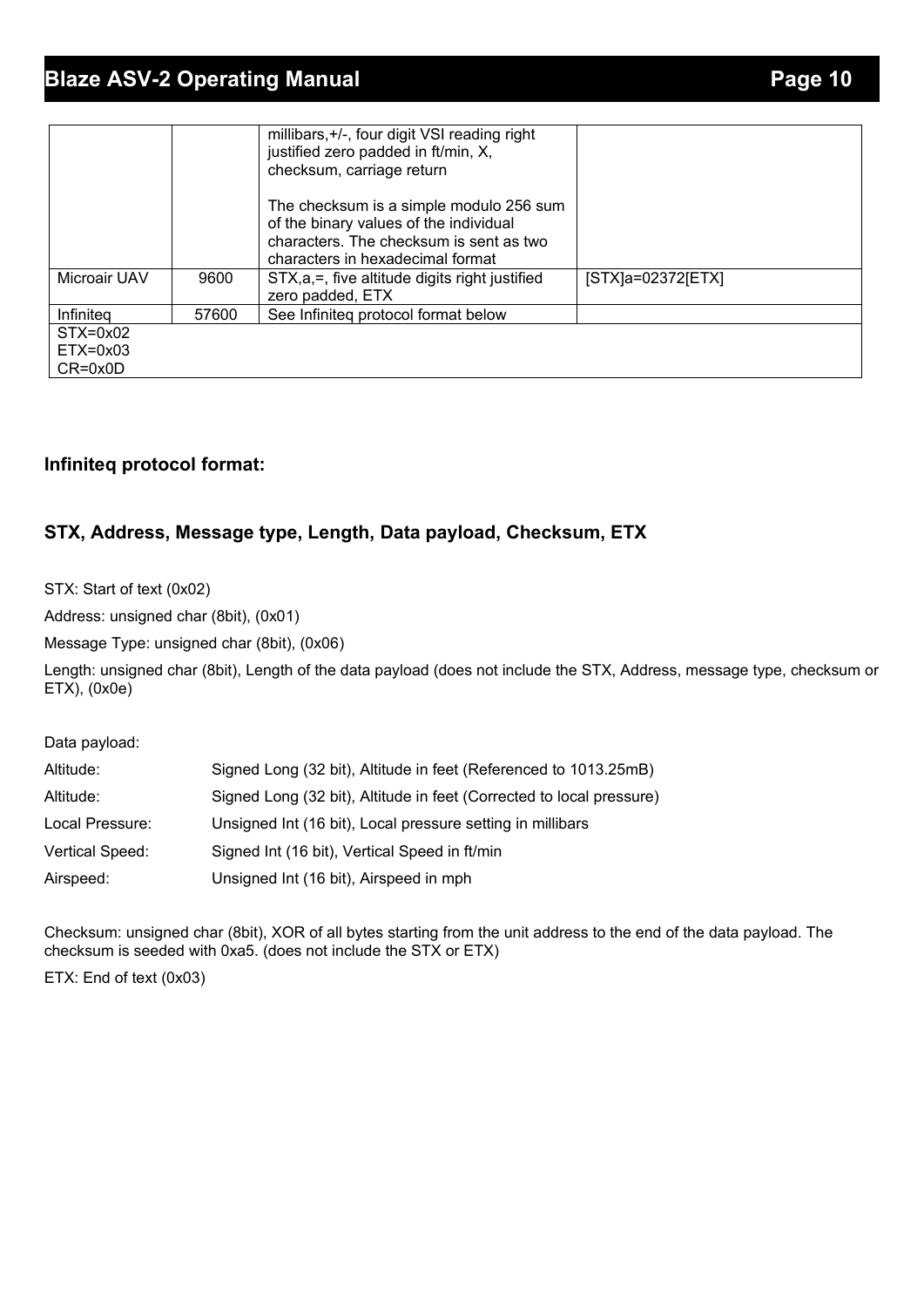| | | | |
|---|---|---|---|
| | | millibars,+/-, four digit VSI reading right justified zero padded in ft/min, X, checksum, carriage return<br><br>The checksum is a simple modulo 256 sum of the binary values of the individual characters. The checksum is sent as two characters in hexadecimal format | |
| Microair UAV | 9600 | STX,a,=, five altitude digits right justified zero padded, ETX | [STX]a=02372[ETX] |
| Infiniteq | 57600 | See Infiniteq protocol format below | |
| STX=0x02<br>ETX=0x03<br>CR=0x0D | | | |

### Infiniteq protocol format:

### STX, Address, Message type, Length, Data payload, Checksum, ETX

STX: Start of text (0x02)

Address: unsigned char (8bit), (0x01)

Message Type: unsigned char (8bit), (0x06)

Length: unsigned char (8bit), Length of the data payload (does not include the STX, Address, message type, checksum or ETX), (0x0e)

Data payload:

| | |
|---|---|
| Altitude: | Signed Long (32 bit), Altitude in feet (Referenced to 1013.25mB) |
| Altitude: | Signed Long (32 bit), Altitude in feet (Corrected to local pressure) |
| Local Pressure: | Unsigned Int (16 bit), Local pressure setting in millibars |
| Vertical Speed: | Signed Int (16 bit), Vertical Speed in ft/min |
| Airspeed: | Unsigned Int (16 bit), Airspeed in mph |

Checksum: unsigned char (8bit), XOR of all bytes starting from the unit address to the end of the data payload. The checksum is seeded with 0xa5. (does not include the STX or ETX)

ETX: End of text (0x03)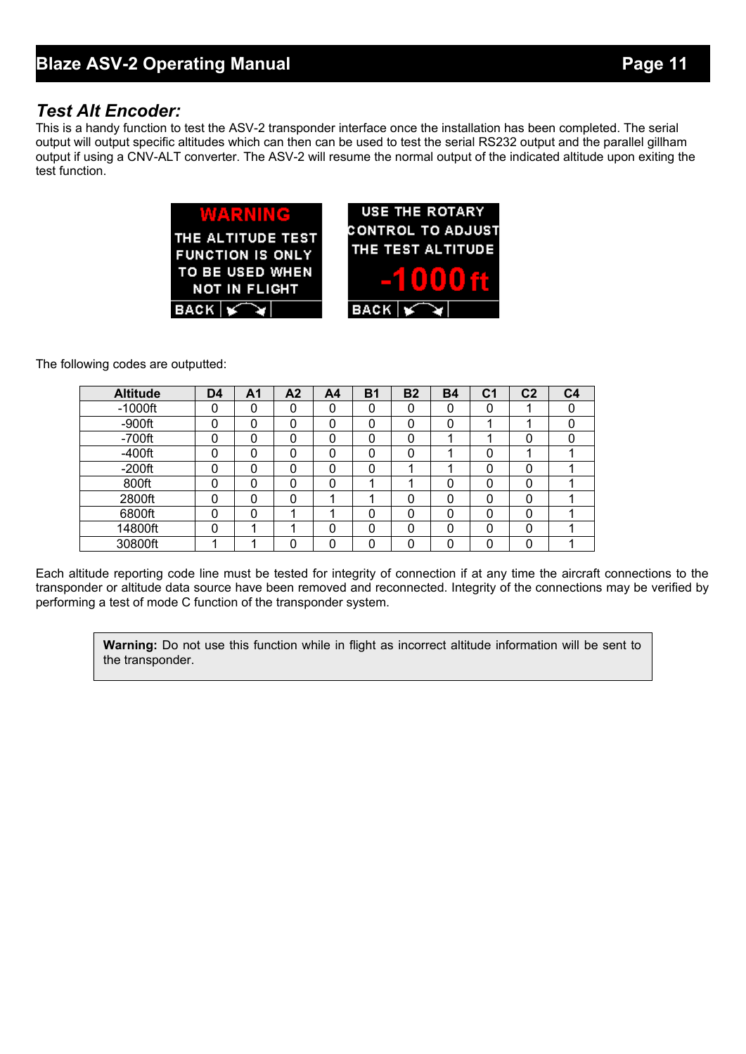## *Test Alt Encoder:*

This is a handy function to test the ASV-2 transponder interface once the installation has been completed. The serial output will output specific altitudes which can then can be used to test the serial RS232 output and the parallel gillham output if using a CNV-ALT converter. The ASV-2 will resume the normal output of the indicated altitude upon exiting the test function.

WARNING
THE ALTITUDE TEST FUNCTION IS ONLY TO BE USED WHEN NOT IN FLIGHT
BACK

USE THE ROTARY CONTROL TO ADJUST THE TEST ALTITUDE
-1000ft
BACK

The following codes are outputted:

| Altitude | D4 | A1 | A2 | A4 | B1 | B2 | B4 | C1 | C2 | C4 |
|---|---|---|---|---|---|---|---|---|---|---|
| -1000ft | 0 | 0 | 0 | 0 | 0 | 0 | 0 | 0 | 1 | 0 |
| -900ft | 0 | 0 | 0 | 0 | 0 | 0 | 0 | 1 | 1 | 0 |
| -700ft | 0 | 0 | 0 | 0 | 0 | 0 | 1 | 1 | 0 | 0 |
| -400ft | 0 | 0 | 0 | 0 | 0 | 0 | 1 | 0 | 1 | 1 |
| -200ft | 0 | 0 | 0 | 0 | 0 | 1 | 1 | 0 | 0 | 1 |
| 800ft | 0 | 0 | 0 | 0 | 1 | 1 | 0 | 0 | 0 | 1 |
| 2800ft | 0 | 0 | 0 | 1 | 1 | 0 | 0 | 0 | 0 | 1 |
| 6800ft | 0 | 0 | 1 | 1 | 0 | 0 | 0 | 0 | 0 | 1 |
| 14800ft | 0 | 1 | 1 | 0 | 0 | 0 | 0 | 0 | 0 | 1 |
| 30800ft | 1 | 1 | 0 | 0 | 0 | 0 | 0 | 0 | 0 | 1 |

Each altitude reporting code line must be tested for integrity of connection if at any time the aircraft connections to the transponder or altitude data source have been removed and reconnected. Integrity of the connections may be verified by performing a test of mode C function of the transponder system.

> **Warning:** Do not use this function while in flight as incorrect altitude information will be sent to the transponder.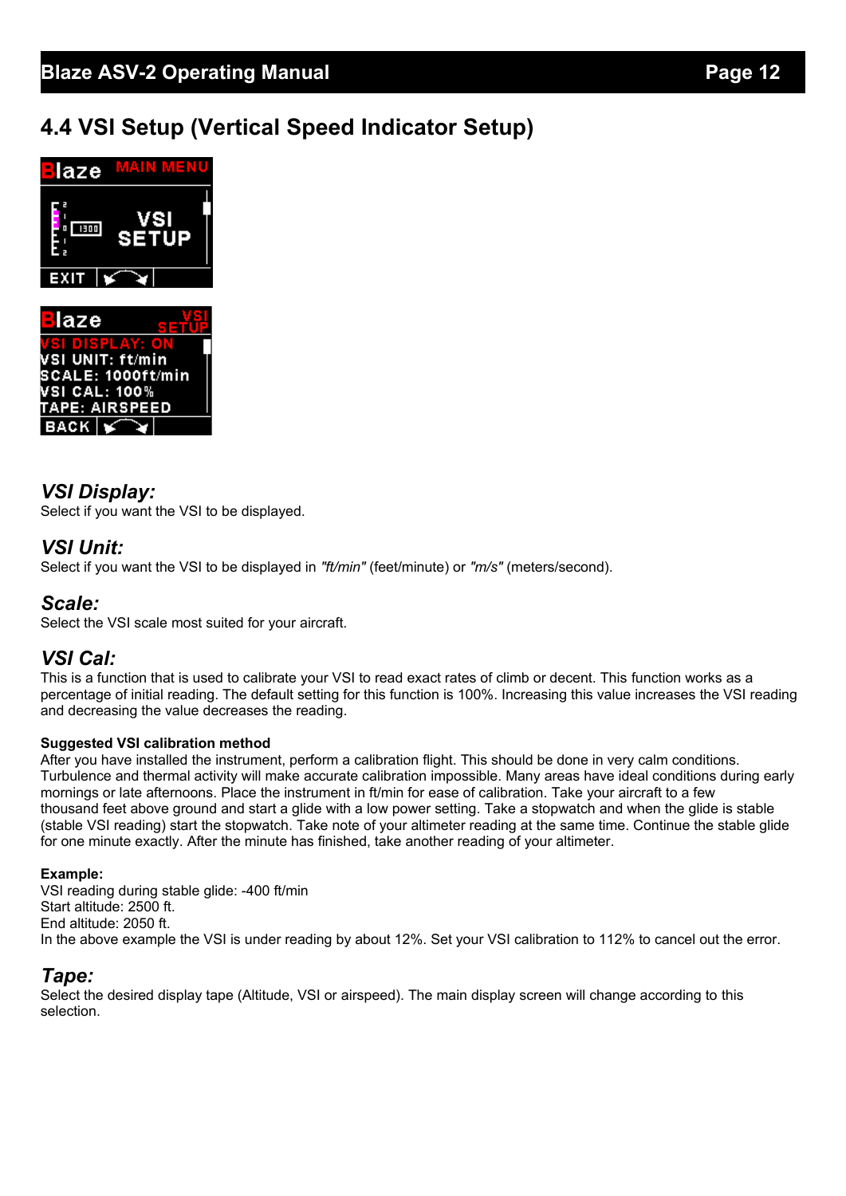## 4.4 VSI Setup (Vertical Speed Indicator Setup)

### *VSI Display:*
Select if you want the VSI to be displayed.

### *VSI Unit:*
Select if you want the VSI to be displayed in *"ft/min"* (feet/minute) or *"m/s"* (meters/second).

### *Scale:*
Select the VSI scale most suited for your aircraft.

### *VSI Cal:*
This is a function that is used to calibrate your VSI to read exact rates of climb or decent. This function works as a percentage of initial reading. The default setting for this function is 100%. Increasing this value increases the VSI reading and decreasing the value decreases the reading.

**Suggested VSI calibration method**
After you have installed the instrument, perform a calibration flight. This should be done in very calm conditions. Turbulence and thermal activity will make accurate calibration impossible. Many areas have ideal conditions during early mornings or late afternoons. Place the instrument in ft/min for ease of calibration. Take your aircraft to a few thousand feet above ground and start a glide with a low power setting. Take a stopwatch and when the glide is stable (stable VSI reading) start the stopwatch. Take note of your altimeter reading at the same time. Continue the stable glide for one minute exactly. After the minute has finished, take another reading of your altimeter.

**Example:**
VSI reading during stable glide: -400 ft/min
Start altitude: 2500 ft.
End altitude: 2050 ft.
In the above example the VSI is under reading by about 12%. Set your VSI calibration to 112% to cancel out the error.

### *Tape:*
Select the desired display tape (Altitude, VSI or airspeed). The main display screen will change according to this selection.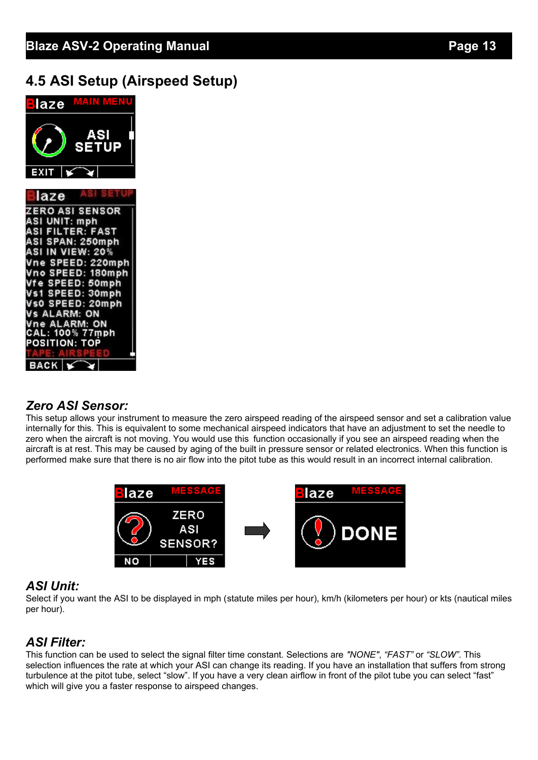## 4.5 ASI Setup (Airspeed Setup)

### *Zero ASI Sensor:*

This setup allows your instrument to measure the zero airspeed reading of the airspeed sensor and set a calibration value internally for this. This is equivalent to some mechanical airspeed indicators that have an adjustment to set the needle to zero when the aircraft is not moving. You would use this function occasionally if you see an airspeed reading when the aircraft is at rest. This may be caused by aging of the built in pressure sensor or related electronics. When this function is performed make sure that there is no air flow into the pitot tube as this would result in an incorrect internal calibration.

### *ASI Unit:*

Select if you want the ASI to be displayed in mph (statute miles per hour), km/h (kilometers per hour) or kts (nautical miles per hour).

### *ASI Filter:*

This function can be used to select the signal filter time constant. Selections are *"NONE"*, *"FAST"* or *"SLOW"*. This selection influences the rate at which your ASI can change its reading. If you have an installation that suffers from strong turbulence at the pitot tube, select "slow". If you have a very clean airflow in front of the pilot tube you can select "fast" which will give you a faster response to airspeed changes.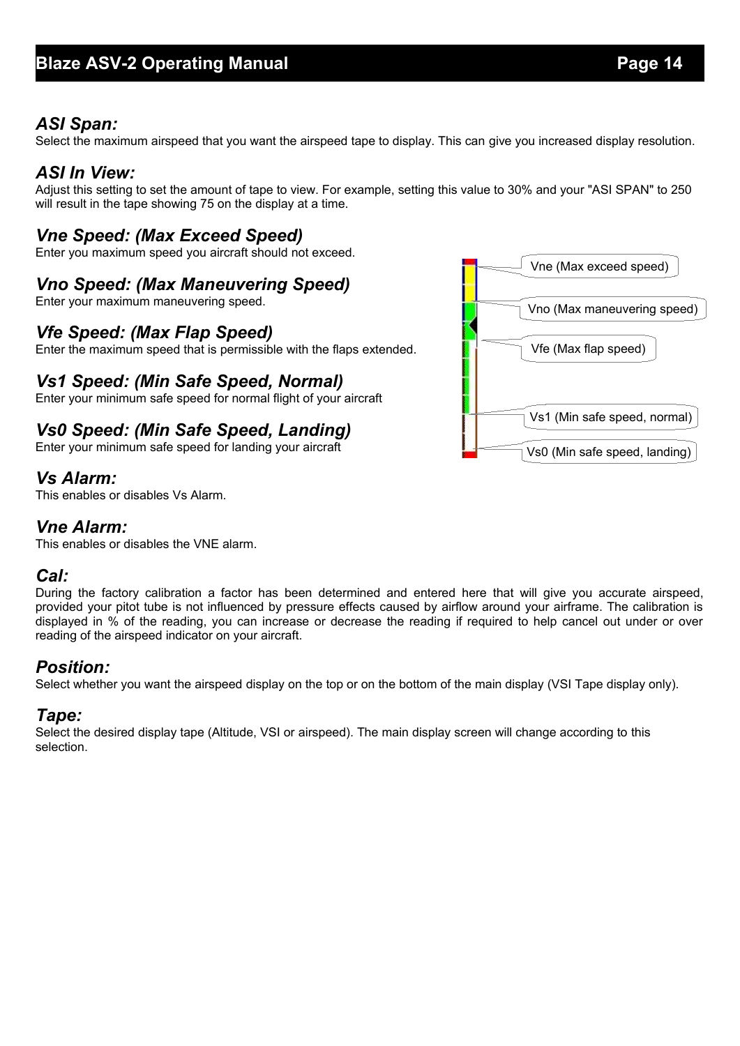## *ASI Span:*

Select the maximum airspeed that you want the airspeed tape to display. This can give you increased display resolution.

## *ASI In View:*

Adjust this setting to set the amount of tape to view. For example, setting this value to 30% and your "ASI SPAN" to 250 will result in the tape showing 75 on the display at a time.

## *Vne Speed: (Max Exceed Speed)*

Enter you maximum speed you aircraft should not exceed.

## *Vno Speed: (Max Maneuvering Speed)*

Enter your maximum maneuvering speed.

## *Vfe Speed: (Max Flap Speed)*

Enter the maximum speed that is permissible with the flaps extended.

## *Vs1 Speed: (Min Safe Speed, Normal)*

Enter your minimum safe speed for normal flight of your aircraft

## *Vs0 Speed: (Min Safe Speed, Landing)*

Enter your minimum safe speed for landing your aircraft

Vne (Max exceed speed)

Vno (Max maneuvering speed)

Vfe (Max flap speed)

Vs1 (Min safe speed, normal)

Vs0 (Min safe speed, landing)

## *Vs Alarm:*

This enables or disables Vs Alarm.

## *Vne Alarm:*

This enables or disables the VNE alarm.

## *Cal:*

During the factory calibration a factor has been determined and entered here that will give you accurate airspeed, provided your pitot tube is not influenced by pressure effects caused by airflow around your airframe. The calibration is displayed in % of the reading, you can increase or decrease the reading if required to help cancel out under or over reading of the airspeed indicator on your aircraft.

## *Position:*

Select whether you want the airspeed display on the top or on the bottom of the main display (VSI Tape display only).

## *Tape:*

Select the desired display tape (Altitude, VSI or airspeed). The main display screen will change according to this selection.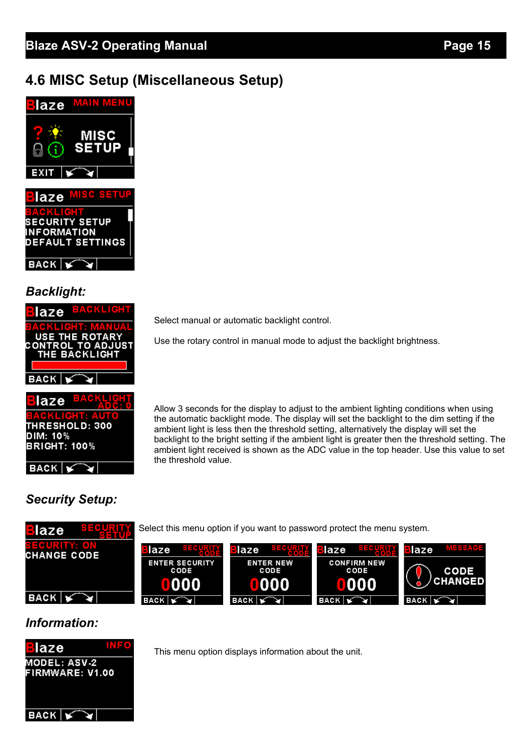## 4.6 MISC Setup (Miscellaneous Setup)

### *Backlight:*

Select manual or automatic backlight control.

Use the rotary control in manual mode to adjust the backlight brightness.

Allow 3 seconds for the display to adjust to the ambient lighting conditions when using the automatic backlight mode. The display will set the backlight to the dim setting if the ambient light is less then the threshold setting, alternatively the display will set the backlight to the bright setting if the ambient light is greater then the threshold setting. The ambient light received is shown as the ADC value in the top header. Use this value to set the threshold value.

### *Security Setup:*

Select this menu option if you want to password protect the menu system.

### *Information:*

This menu option displays information about the unit.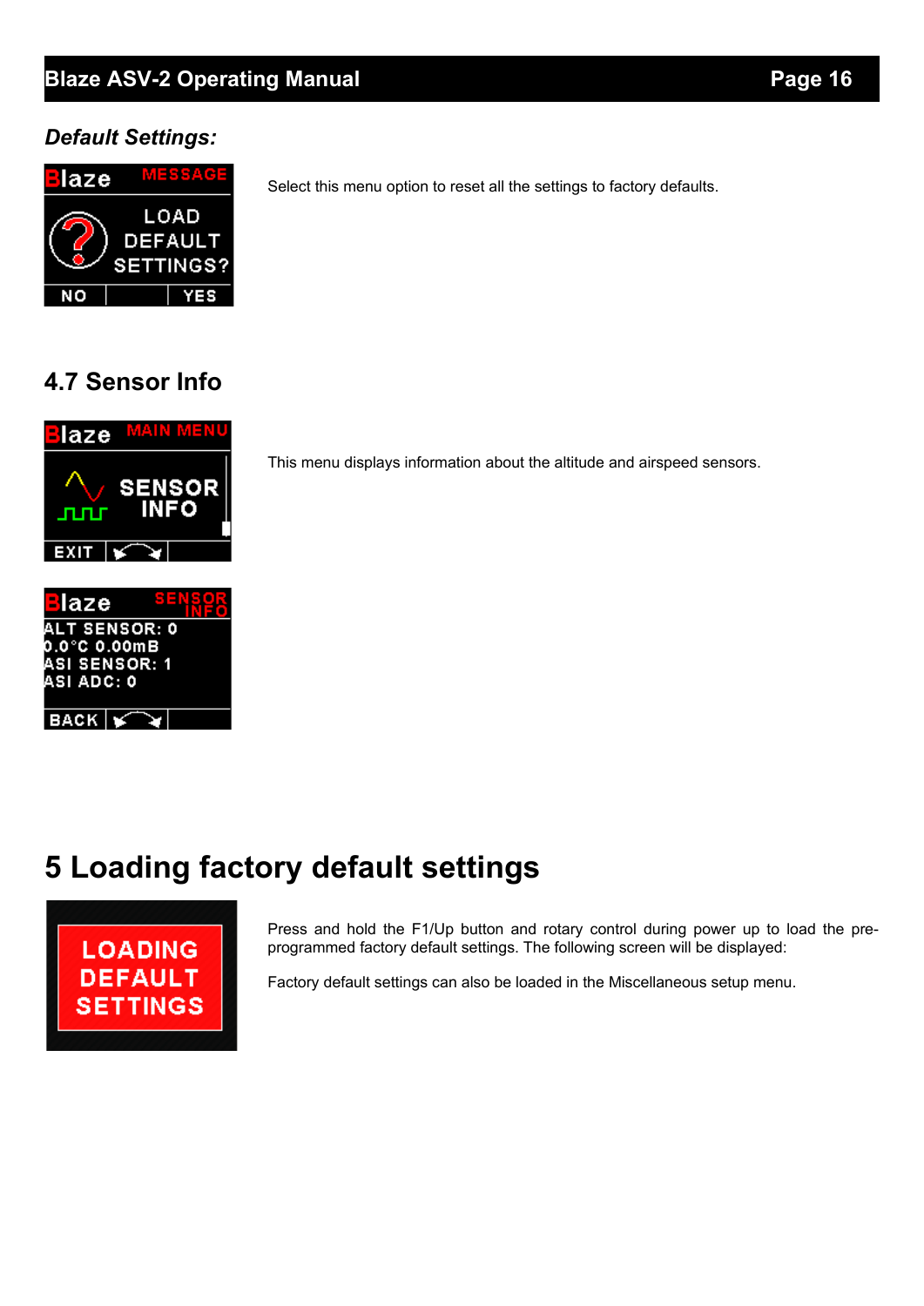***Default Settings:***

Select this menu option to reset all the settings to factory defaults.

## 4.7 Sensor Info

This menu displays information about the altitude and airspeed sensors.

# 5 Loading factory default settings

Press and hold the F1/Up button and rotary control during power up to load the pre-programmed factory default settings. The following screen will be displayed:

Factory default settings can also be loaded in the Miscellaneous setup menu.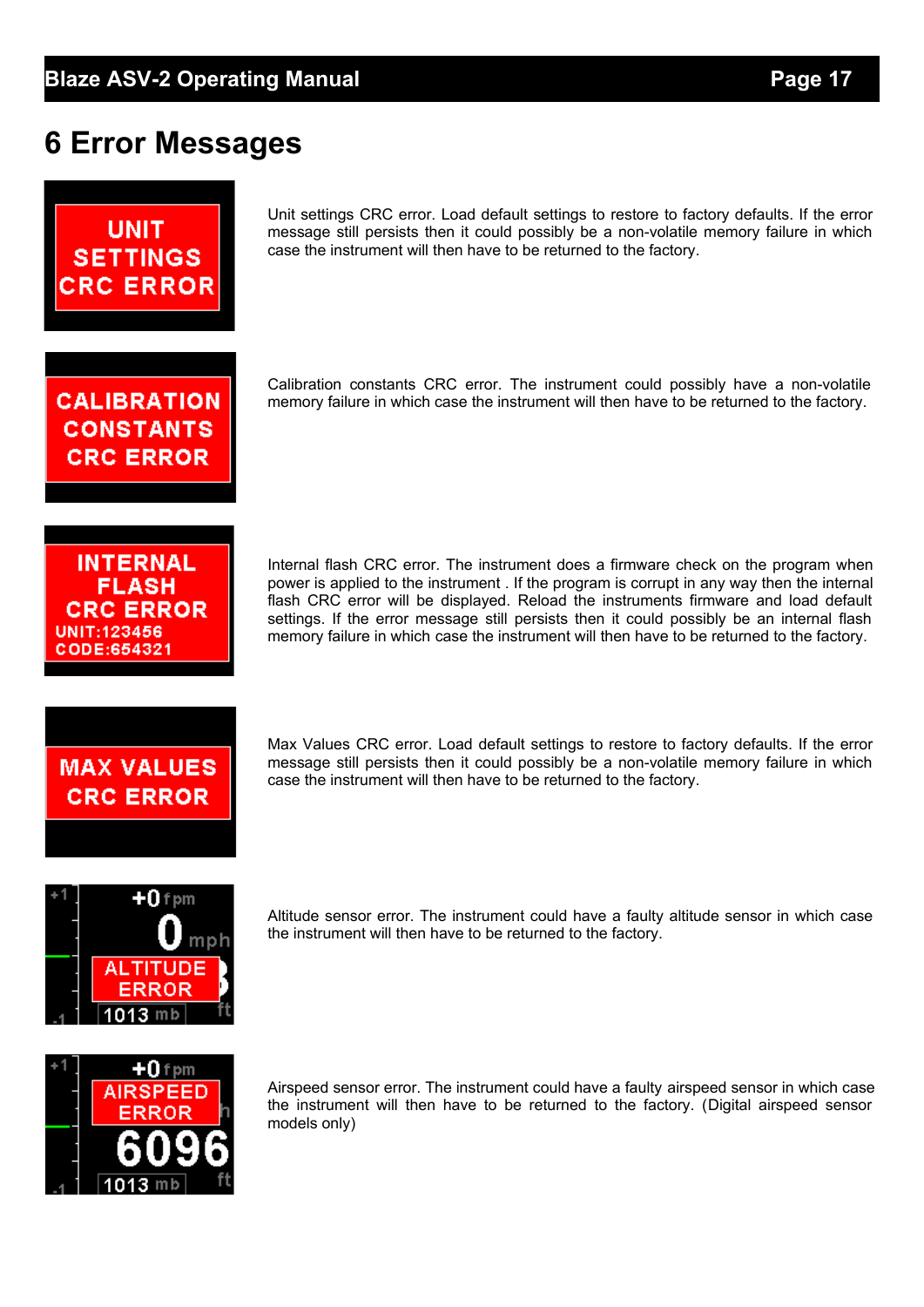# 6 Error Messages

UNIT SETTINGS CRC ERROR

Unit settings CRC error. Load default settings to restore to factory defaults. If the error message still persists then it could possibly be a non-volatile memory failure in which case the instrument will then have to be returned to the factory.

CALIBRATION CONSTANTS CRC ERROR

Calibration constants CRC error. The instrument could possibly have a non-volatile memory failure in which case the instrument will then have to be returned to the factory.

INTERNAL FLASH CRC ERROR
UNIT:123456
CODE:654321

Internal flash CRC error. The instrument does a firmware check on the program when power is applied to the instrument . If the program is corrupt in any way then the internal flash CRC error will be displayed. Reload the instruments firmware and load default settings. If the error message still persists then it could possibly be an internal flash memory failure in which case the instrument will then have to be returned to the factory.

MAX VALUES CRC ERROR

Max Values CRC error. Load default settings to restore to factory defaults. If the error message still persists then it could possibly be a non-volatile memory failure in which case the instrument will then have to be returned to the factory.

ALTITUDE ERROR

Altitude sensor error. The instrument could have a faulty altitude sensor in which case the instrument will then have to be returned to the factory.

AIRSPEED ERROR

Airspeed sensor error. The instrument could have a faulty airspeed sensor in which case the instrument will then have to be returned to the factory. (Digital airspeed sensor models only)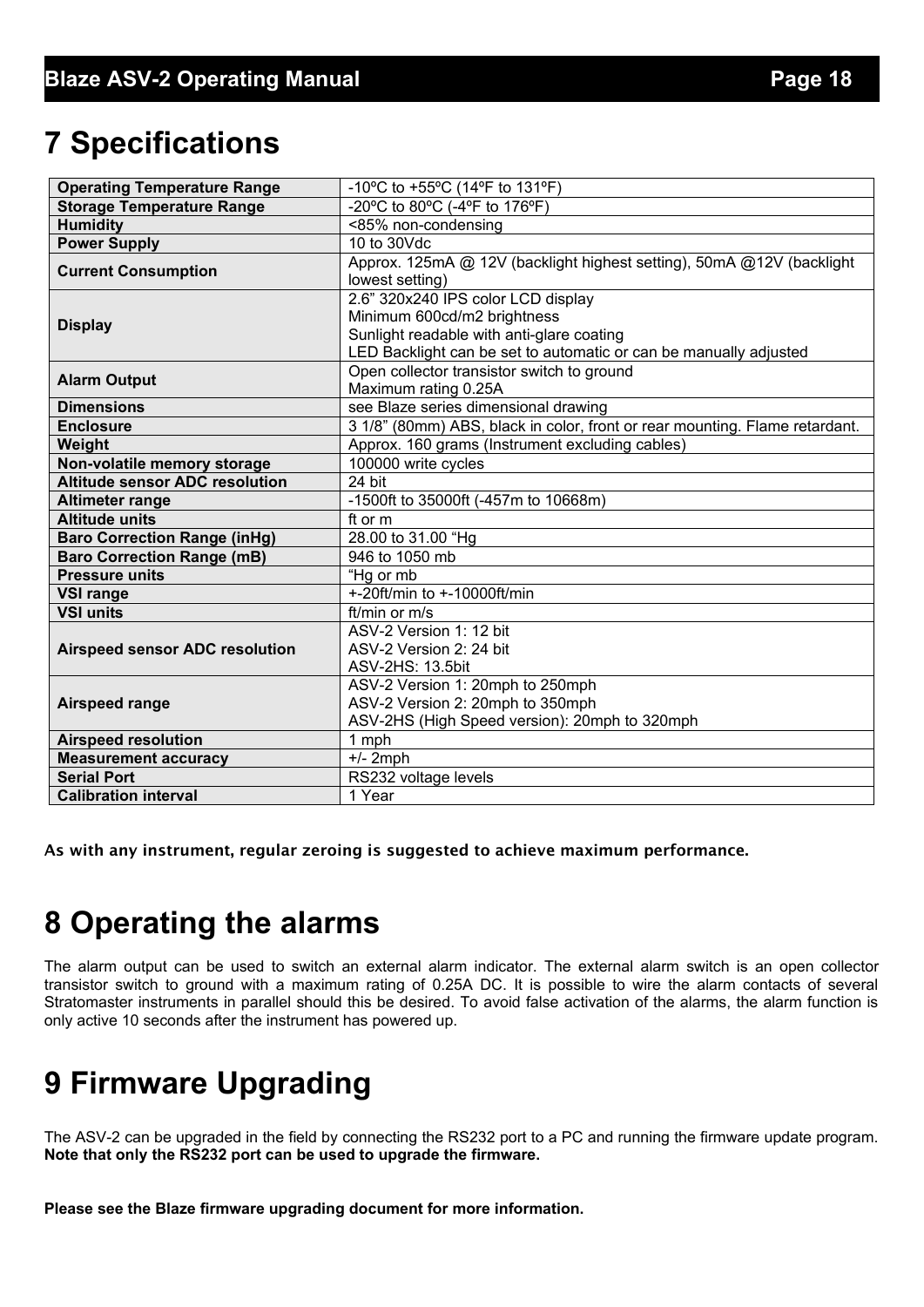# 7 Specifications

| | |
|---|---|
| **Operating Temperature Range** | -10ºC to +55ºC (14ºF to 131ºF) |
| **Storage Temperature Range** | -20ºC to 80ºC (-4ºF to 176ºF) |
| **Humidity** | <85% non-condensing |
| **Power Supply** | 10 to 30Vdc |
| **Current Consumption** | Approx. 125mA @ 12V (backlight highest setting), 50mA @12V (backlight lowest setting) |
| **Display** | 2.6" 320x240 IPS color LCD display<br>Minimum 600cd/m2 brightness<br>Sunlight readable with anti-glare coating<br>LED Backlight can be set to automatic or can be manually adjusted |
| **Alarm Output** | Open collector transistor switch to ground<br>Maximum rating 0.25A |
| **Dimensions** | see Blaze series dimensional drawing |
| **Enclosure** | 3 1/8" (80mm) ABS, black in color, front or rear mounting. Flame retardant. |
| **Weight** | Approx. 160 grams (Instrument excluding cables) |
| **Non-volatile memory storage** | 100000 write cycles |
| **Altitude sensor ADC resolution** | 24 bit |
| **Altimeter range** | -1500ft to 35000ft (-457m to 10668m) |
| **Altitude units** | ft or m |
| **Baro Correction Range (inHg)** | 28.00 to 31.00 "Hg |
| **Baro Correction Range (mB)** | 946 to 1050 mb |
| **Pressure units** | "Hg or mb |
| **VSI range** | +-20ft/min to +-10000ft/min |
| **VSI units** | ft/min or m/s |
| **Airspeed sensor ADC resolution** | ASV-2 Version 1: 12 bit<br>ASV-2 Version 2: 24 bit<br>ASV-2HS: 13.5bit |
| **Airspeed range** | ASV-2 Version 1: 20mph to 250mph<br>ASV-2 Version 2: 20mph to 350mph<br>ASV-2HS (High Speed version): 20mph to 320mph |
| **Airspeed resolution** | 1 mph |
| **Measurement accuracy** | +/- 2mph |
| **Serial Port** | RS232 voltage levels |
| **Calibration interval** | 1 Year |

**As with any instrument, regular zeroing is suggested to achieve maximum performance.**

# 8 Operating the alarms

The alarm output can be used to switch an external alarm indicator. The external alarm switch is an open collector transistor switch to ground with a maximum rating of 0.25A DC. It is possible to wire the alarm contacts of several Stratomaster instruments in parallel should this be desired. To avoid false activation of the alarms, the alarm function is only active 10 seconds after the instrument has powered up.

# 9 Firmware Upgrading

The ASV-2 can be upgraded in the field by connecting the RS232 port to a PC and running the firmware update program. **Note that only the RS232 port can be used to upgrade the firmware.**

**Please see the Blaze firmware upgrading document for more information.**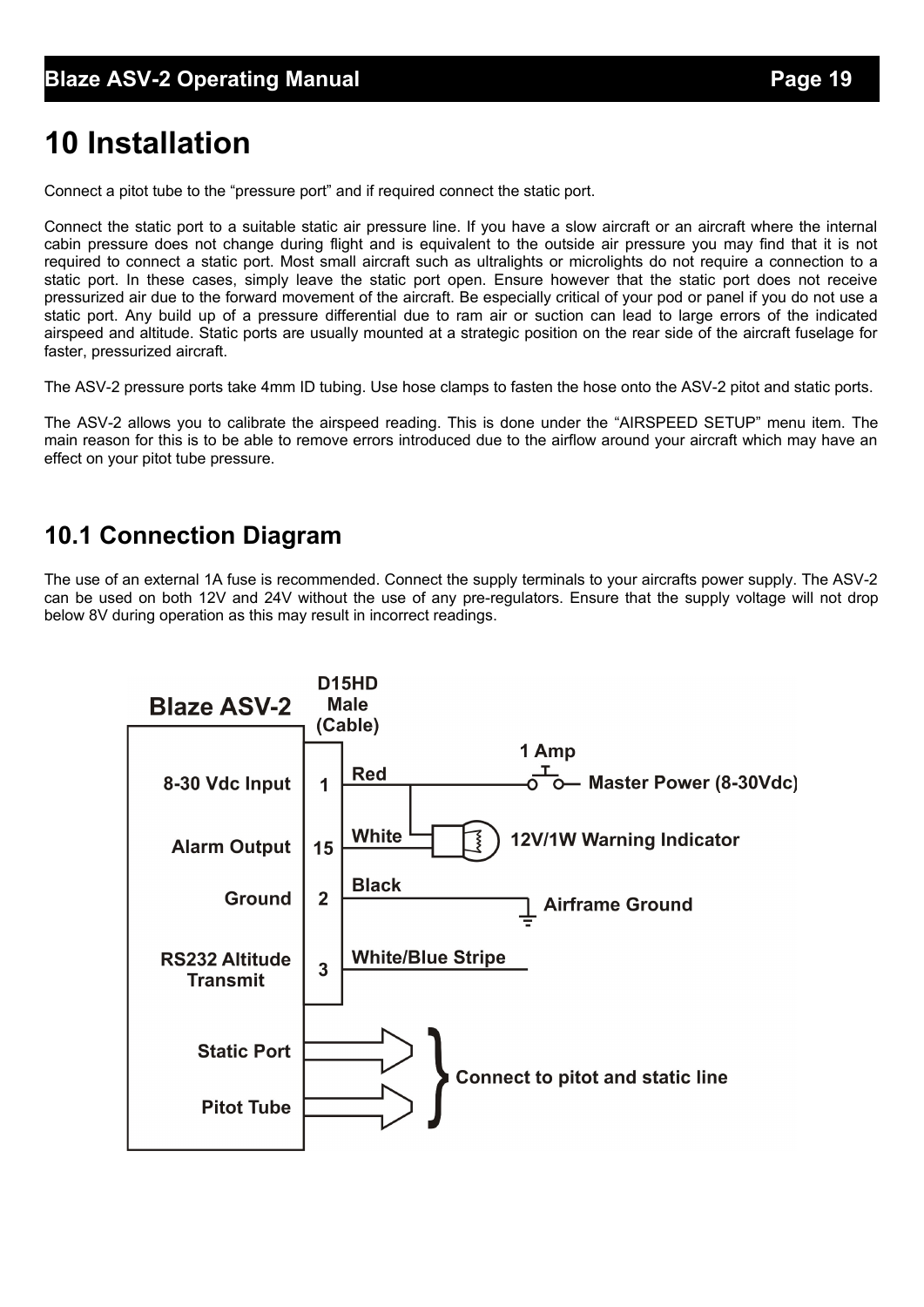# 10 Installation

Connect a pitot tube to the “pressure port” and if required connect the static port.

Connect the static port to a suitable static air pressure line. If you have a slow aircraft or an aircraft where the internal cabin pressure does not change during flight and is equivalent to the outside air pressure you may find that it is not required to connect a static port. Most small aircraft such as ultralights or microlights do not require a connection to a static port. In these cases, simply leave the static port open. Ensure however that the static port does not receive pressurized air due to the forward movement of the aircraft. Be especially critical of your pod or panel if you do not use a static port. Any build up of a pressure differential due to ram air or suction can lead to large errors of the indicated airspeed and altitude. Static ports are usually mounted at a strategic position on the rear side of the aircraft fuselage for faster, pressurized aircraft.

The ASV-2 pressure ports take 4mm ID tubing. Use hose clamps to fasten the hose onto the ASV-2 pitot and static ports.

The ASV-2 allows you to calibrate the airspeed reading. This is done under the “AIRSPEED SETUP” menu item. The main reason for this is to be able to remove errors introduced due to the airflow around your aircraft which may have an effect on your pitot tube pressure.

## 10.1 Connection Diagram

The use of an external 1A fuse is recommended. Connect the supply terminals to your aircrafts power supply. The ASV-2 can be used on both 12V and 24V without the use of any pre-regulators. Ensure that the supply voltage will not drop below 8V during operation as this may result in incorrect readings.

Blaze ASV-2

D15HD Male (Cable)

| Function | Pin | Wire | Connection |
| --- | --- | --- | --- |
| 8-30 Vdc Input | 1 | Red | 1 Amp – Master Power (8-30Vdc) |
| Alarm Output | 15 | White | 12V/1W Warning Indicator |
| Ground | 2 | Black | Airframe Ground |
| RS232 Altitude Transmit | 3 | White/Blue Stripe | |

Static Port, Pitot Tube: Connect to pitot and static line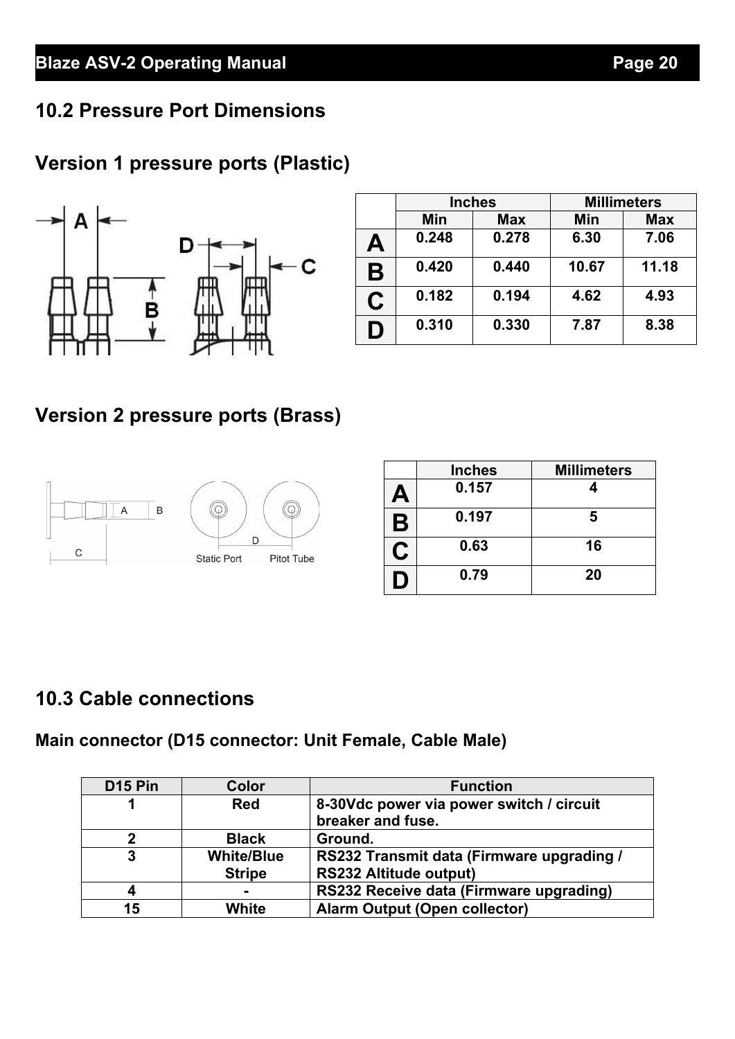## 10.2 Pressure Port Dimensions

### Version 1 pressure ports (Plastic)

| | Inches | | Millimeters | |
|---|---|---|---|---|
| | Min | Max | Min | Max |
| **A** | 0.248 | 0.278 | 6.30 | 7.06 |
| **B** | 0.420 | 0.440 | 10.67 | 11.18 |
| **C** | 0.182 | 0.194 | 4.62 | 4.93 |
| **D** | 0.310 | 0.330 | 7.87 | 8.38 |

### Version 2 pressure ports (Brass)

| | Inches | Millimeters |
|---|---|---|
| **A** | 0.157 | 4 |
| **B** | 0.197 | 5 |
| **C** | 0.63 | 16 |
| **D** | 0.79 | 20 |

## 10.3 Cable connections

### Main connector (D15 connector: Unit Female, Cable Male)

| D15 Pin | Color | Function |
|---|---|---|
| 1 | Red | 8-30Vdc power via power switch / circuit breaker and fuse. |
| 2 | Black | Ground. |
| 3 | White/Blue Stripe | RS232 Transmit data (Firmware upgrading / RS232 Altitude output) |
| 4 | - | RS232 Receive data (Firmware upgrading) |
| 15 | White | Alarm Output (Open collector) |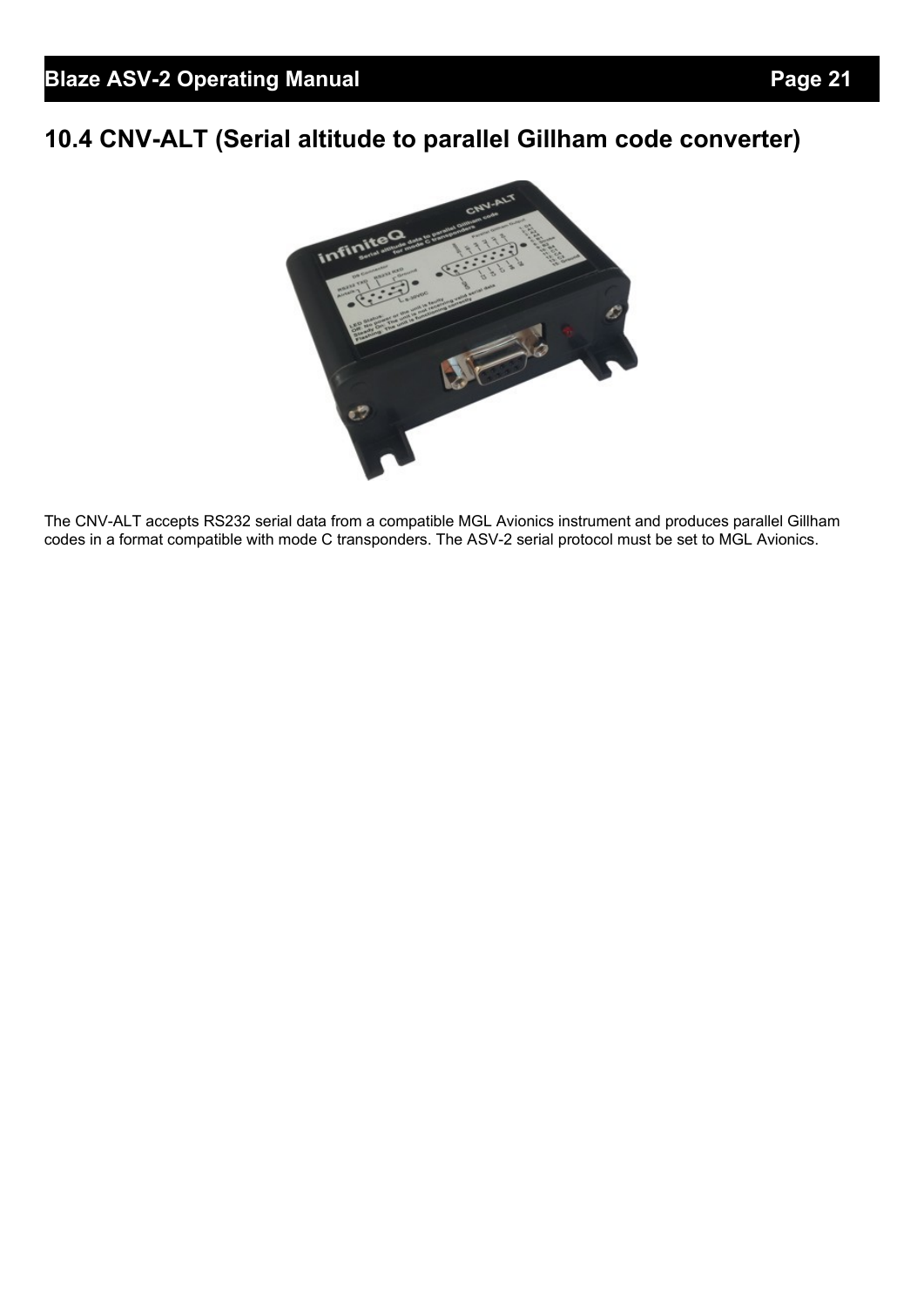## 10.4 CNV-ALT (Serial altitude to parallel Gillham code converter)

The CNV-ALT accepts RS232 serial data from a compatible MGL Avionics instrument and produces parallel Gillham codes in a format compatible with mode C transponders. The ASV-2 serial protocol must be set to MGL Avionics.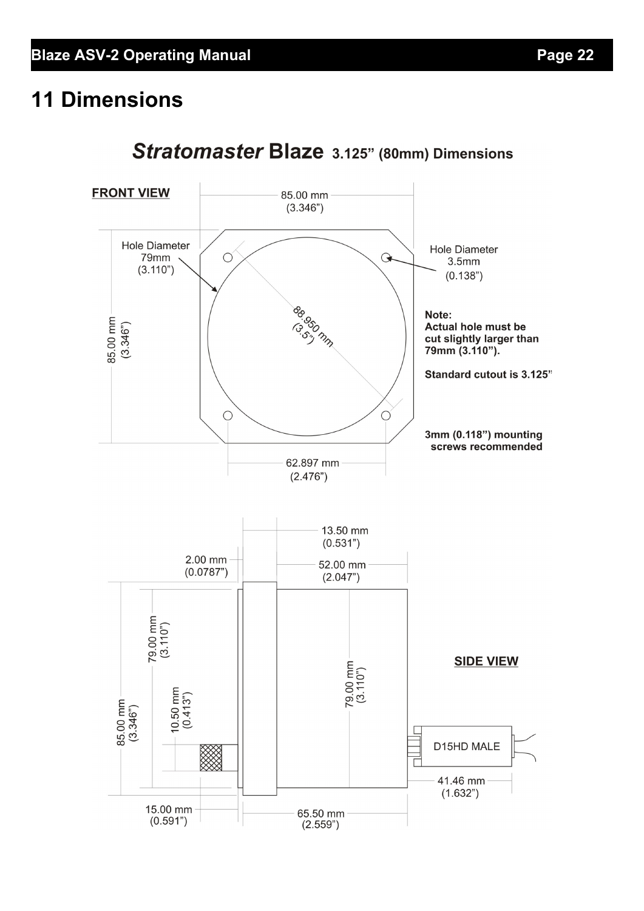# 11 Dimensions

***Stratomaster* Blaze 3.125" (80mm) Dimensions**

**FRONT VIEW**

85.00 mm (3.346")

Hole Diameter 79mm (3.110")

Hole Diameter 3.5mm (0.138")

88.950 mm (3.5")

85.00 mm (3.346")

**Note:**
**Actual hole must be cut slightly larger than 79mm (3.110").**

**Standard cutout is 3.125"**

**3mm (0.118") mounting screws recommended**

62.897 mm (2.476")

13.50 mm (0.531")

2.00 mm (0.0787")

52.00 mm (2.047")

79.00 mm (3.110")

79.00 mm (3.110")

**SIDE VIEW**

85.00 mm (3.346")

10.50 mm (0.413")

D15HD MALE

41.46 mm (1.632")

15.00 mm (0.591")

65.50 mm (2.559")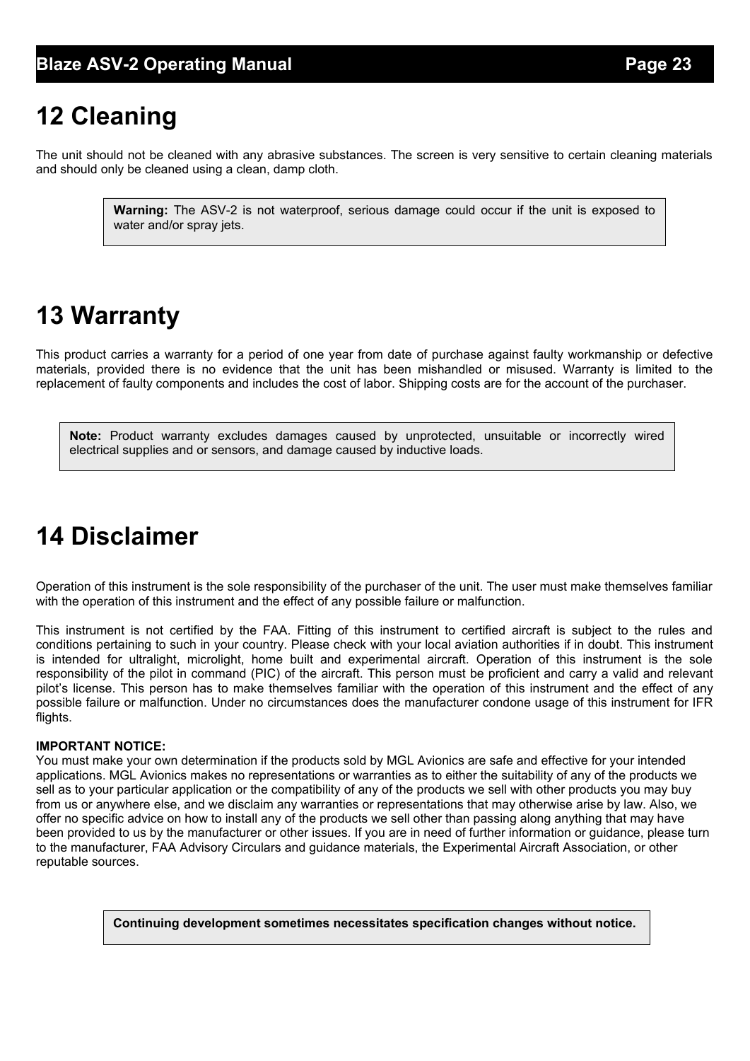# 12 Cleaning

The unit should not be cleaned with any abrasive substances. The screen is very sensitive to certain cleaning materials and should only be cleaned using a clean, damp cloth.

> **Warning:** The ASV-2 is not waterproof, serious damage could occur if the unit is exposed to water and/or spray jets.

# 13 Warranty

This product carries a warranty for a period of one year from date of purchase against faulty workmanship or defective materials, provided there is no evidence that the unit has been mishandled or misused. Warranty is limited to the replacement of faulty components and includes the cost of labor. Shipping costs are for the account of the purchaser.

> **Note:** Product warranty excludes damages caused by unprotected, unsuitable or incorrectly wired electrical supplies and or sensors, and damage caused by inductive loads.

# 14 Disclaimer

Operation of this instrument is the sole responsibility of the purchaser of the unit. The user must make themselves familiar with the operation of this instrument and the effect of any possible failure or malfunction.

This instrument is not certified by the FAA. Fitting of this instrument to certified aircraft is subject to the rules and conditions pertaining to such in your country. Please check with your local aviation authorities if in doubt. This instrument is intended for ultralight, microlight, home built and experimental aircraft. Operation of this instrument is the sole responsibility of the pilot in command (PIC) of the aircraft. This person must be proficient and carry a valid and relevant pilot's license. This person has to make themselves familiar with the operation of this instrument and the effect of any possible failure or malfunction. Under no circumstances does the manufacturer condone usage of this instrument for IFR flights.

**IMPORTANT NOTICE:**
You must make your own determination if the products sold by MGL Avionics are safe and effective for your intended applications. MGL Avionics makes no representations or warranties as to either the suitability of any of the products we sell as to your particular application or the compatibility of any of the products we sell with other products you may buy from us or anywhere else, and we disclaim any warranties or representations that may otherwise arise by law. Also, we offer no specific advice on how to install any of the products we sell other than passing along anything that may have been provided to us by the manufacturer or other issues. If you are in need of further information or guidance, please turn to the manufacturer, FAA Advisory Circulars and guidance materials, the Experimental Aircraft Association, or other reputable sources.

> **Continuing development sometimes necessitates specification changes without notice.**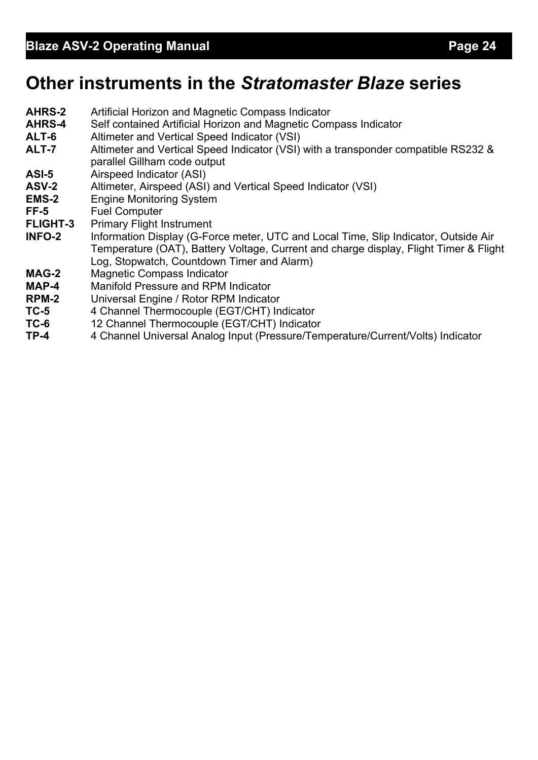# Other instruments in the *Stratomaster Blaze* series

| | |
|---|---|
| **AHRS-2** | Artificial Horizon and Magnetic Compass Indicator |
| **AHRS-4** | Self contained Artificial Horizon and Magnetic Compass Indicator |
| **ALT-6** | Altimeter and Vertical Speed Indicator (VSI) |
| **ALT-7** | Altimeter and Vertical Speed Indicator (VSI) with a transponder compatible RS232 & parallel Gillham code output |
| **ASI-5** | Airspeed Indicator (ASI) |
| **ASV-2** | Altimeter, Airspeed (ASI) and Vertical Speed Indicator (VSI) |
| **EMS-2** | Engine Monitoring System |
| **FF-5** | Fuel Computer |
| **FLIGHT-3** | Primary Flight Instrument |
| **INFO-2** | Information Display (G-Force meter, UTC and Local Time, Slip Indicator, Outside Air Temperature (OAT), Battery Voltage, Current and charge display, Flight Timer & Flight Log, Stopwatch, Countdown Timer and Alarm) |
| **MAG-2** | Magnetic Compass Indicator |
| **MAP-4** | Manifold Pressure and RPM Indicator |
| **RPM-2** | Universal Engine / Rotor RPM Indicator |
| **TC-5** | 4 Channel Thermocouple (EGT/CHT) Indicator |
| **TC-6** | 12 Channel Thermocouple (EGT/CHT) Indicator |
| **TP-4** | 4 Channel Universal Analog Input (Pressure/Temperature/Current/Volts) Indicator |